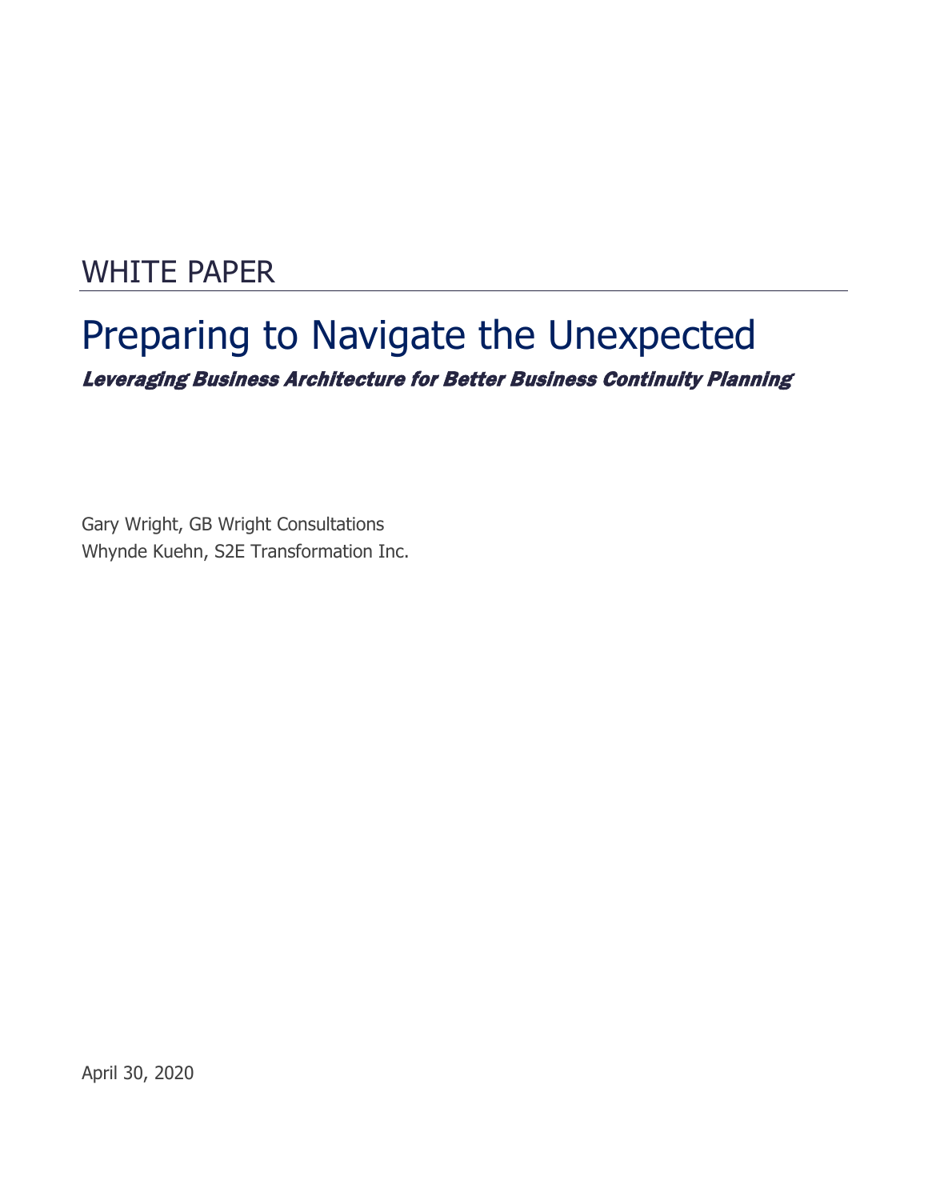WHITE PAPER

# Preparing to Navigate the Unexpected

***Leveraging Business Architecture for Better Business Continuity Planning***

Gary Wright, GB Wright Consultations
Whynde Kuehn, S2E Transformation Inc.

April 30, 2020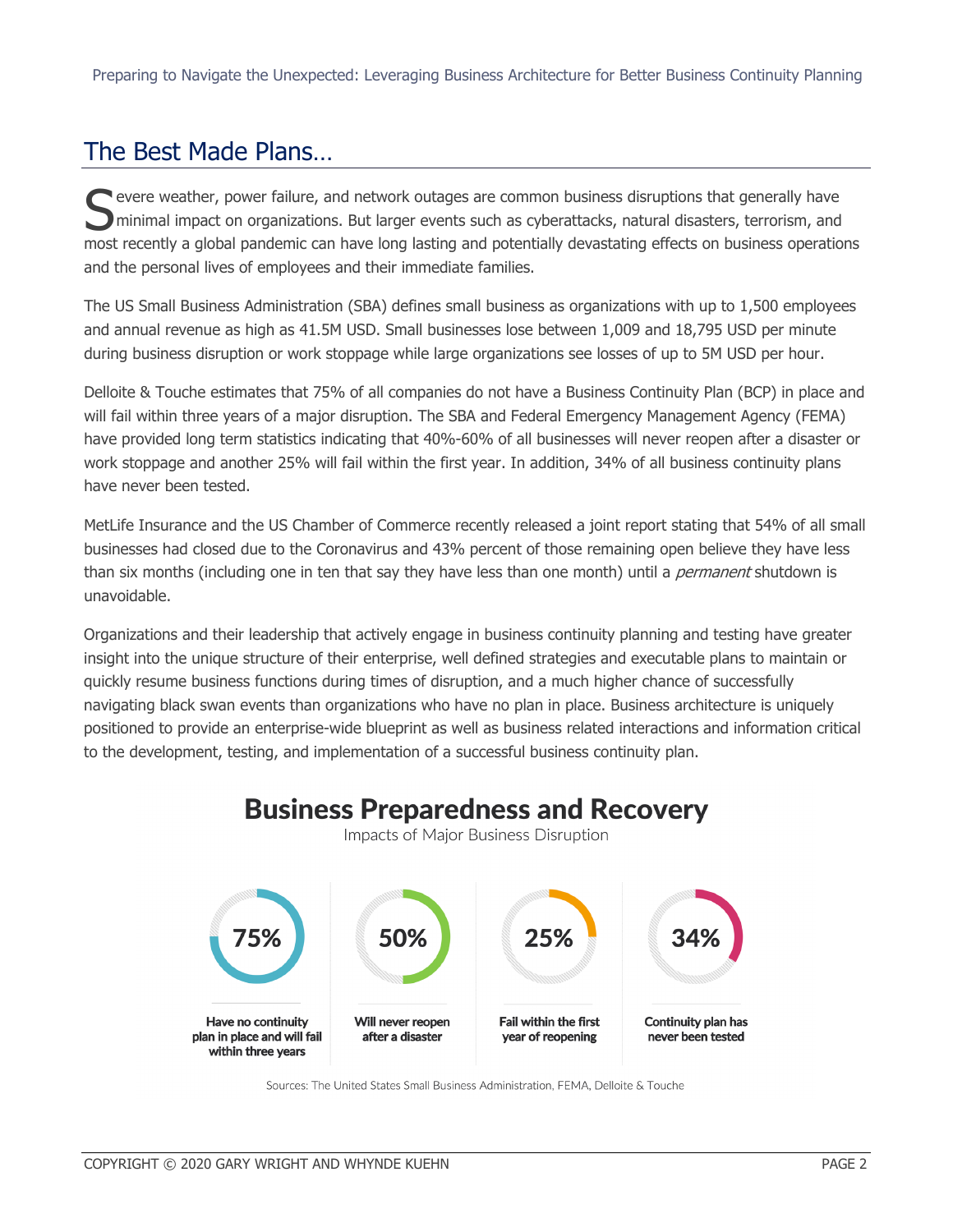## The Best Made Plans…

Severe weather, power failure, and network outages are common business disruptions that generally have minimal impact on organizations. But larger events such as cyberattacks, natural disasters, terrorism, and most recently a global pandemic can have long lasting and potentially devastating effects on business operations and the personal lives of employees and their immediate families.

The US Small Business Administration (SBA) defines small business as organizations with up to 1,500 employees and annual revenue as high as 41.5M USD. Small businesses lose between 1,009 and 18,795 USD per minute during business disruption or work stoppage while large organizations see losses of up to 5M USD per hour.

Delloite & Touche estimates that 75% of all companies do not have a Business Continuity Plan (BCP) in place and will fail within three years of a major disruption. The SBA and Federal Emergency Management Agency (FEMA) have provided long term statistics indicating that 40%-60% of all businesses will never reopen after a disaster or work stoppage and another 25% will fail within the first year. In addition, 34% of all business continuity plans have never been tested.

MetLife Insurance and the US Chamber of Commerce recently released a joint report stating that 54% of all small businesses had closed due to the Coronavirus and 43% percent of those remaining open believe they have less than six months (including one in ten that say they have less than one month) until a *permanent* shutdown is unavoidable.

Organizations and their leadership that actively engage in business continuity planning and testing have greater insight into the unique structure of their enterprise, well defined strategies and executable plans to maintain or quickly resume business functions during times of disruption, and a much higher chance of successfully navigating black swan events than organizations who have no plan in place. Business architecture is uniquely positioned to provide an enterprise-wide blueprint as well as business related interactions and information critical to the development, testing, and implementation of a successful business continuity plan.

### Business Preparedness and Recovery

Impacts of Major Business Disruption

| 75% | 50% | 25% | 34% |
|---|---|---|---|
| Have no continuity plan in place and will fail within three years | Will never reopen after a disaster | Fail within the first year of reopening | Continuity plan has never been tested |

Sources: The United States Small Business Administration, FEMA, Delloite & Touche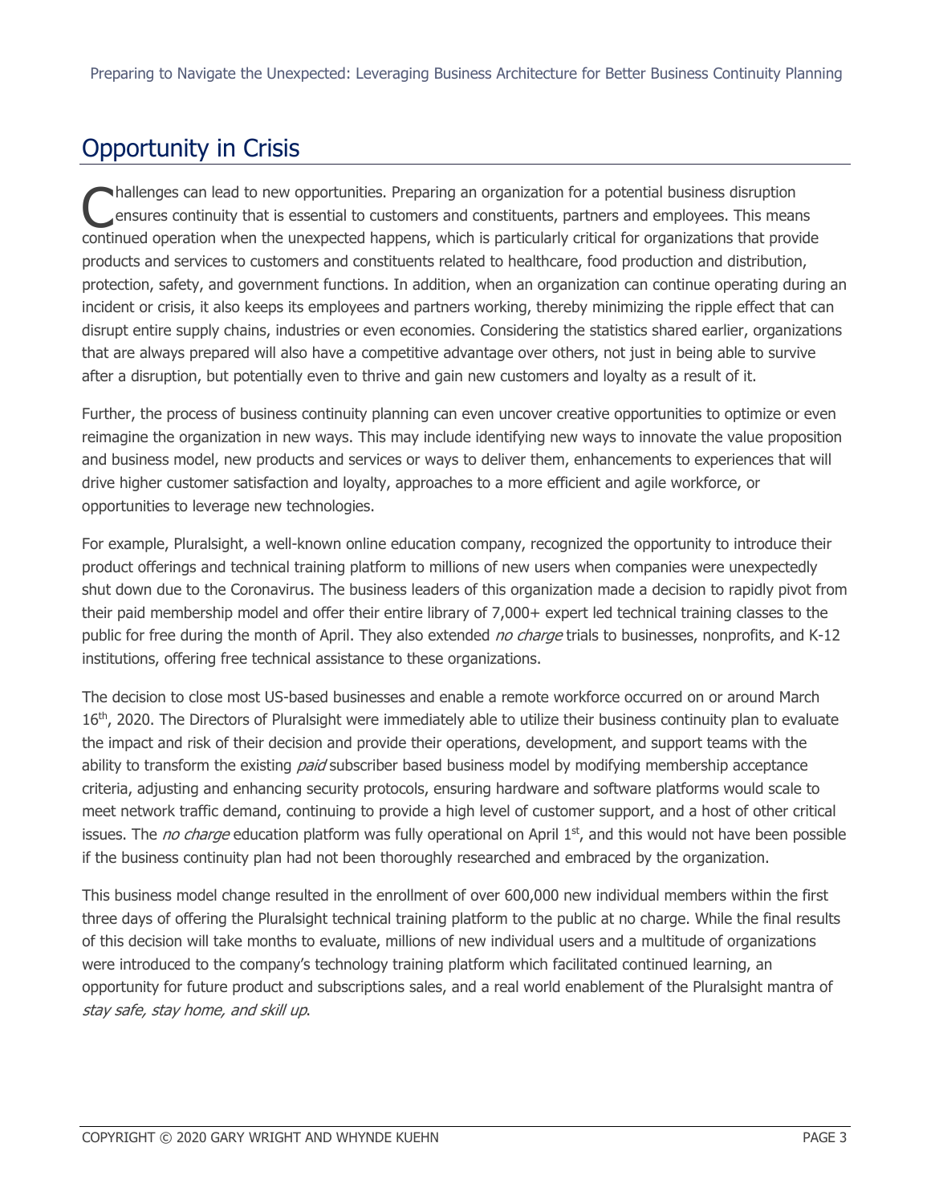## Opportunity in Crisis

Challenges can lead to new opportunities. Preparing an organization for a potential business disruption ensures continuity that is essential to customers and constituents, partners and employees. This means continued operation when the unexpected happens, which is particularly critical for organizations that provide products and services to customers and constituents related to healthcare, food production and distribution, protection, safety, and government functions. In addition, when an organization can continue operating during an incident or crisis, it also keeps its employees and partners working, thereby minimizing the ripple effect that can disrupt entire supply chains, industries or even economies. Considering the statistics shared earlier, organizations that are always prepared will also have a competitive advantage over others, not just in being able to survive after a disruption, but potentially even to thrive and gain new customers and loyalty as a result of it.

Further, the process of business continuity planning can even uncover creative opportunities to optimize or even reimagine the organization in new ways. This may include identifying new ways to innovate the value proposition and business model, new products and services or ways to deliver them, enhancements to experiences that will drive higher customer satisfaction and loyalty, approaches to a more efficient and agile workforce, or opportunities to leverage new technologies.

For example, Pluralsight, a well-known online education company, recognized the opportunity to introduce their product offerings and technical training platform to millions of new users when companies were unexpectedly shut down due to the Coronavirus. The business leaders of this organization made a decision to rapidly pivot from their paid membership model and offer their entire library of 7,000+ expert led technical training classes to the public for free during the month of April. They also extended *no charge* trials to businesses, nonprofits, and K-12 institutions, offering free technical assistance to these organizations.

The decision to close most US-based businesses and enable a remote workforce occurred on or around March 16th, 2020. The Directors of Pluralsight were immediately able to utilize their business continuity plan to evaluate the impact and risk of their decision and provide their operations, development, and support teams with the ability to transform the existing *paid* subscriber based business model by modifying membership acceptance criteria, adjusting and enhancing security protocols, ensuring hardware and software platforms would scale to meet network traffic demand, continuing to provide a high level of customer support, and a host of other critical issues. The *no charge* education platform was fully operational on April 1st, and this would not have been possible if the business continuity plan had not been thoroughly researched and embraced by the organization.

This business model change resulted in the enrollment of over 600,000 new individual members within the first three days of offering the Pluralsight technical training platform to the public at no charge. While the final results of this decision will take months to evaluate, millions of new individual users and a multitude of organizations were introduced to the company's technology training platform which facilitated continued learning, an opportunity for future product and subscriptions sales, and a real world enablement of the Pluralsight mantra of *stay safe, stay home, and skill up*.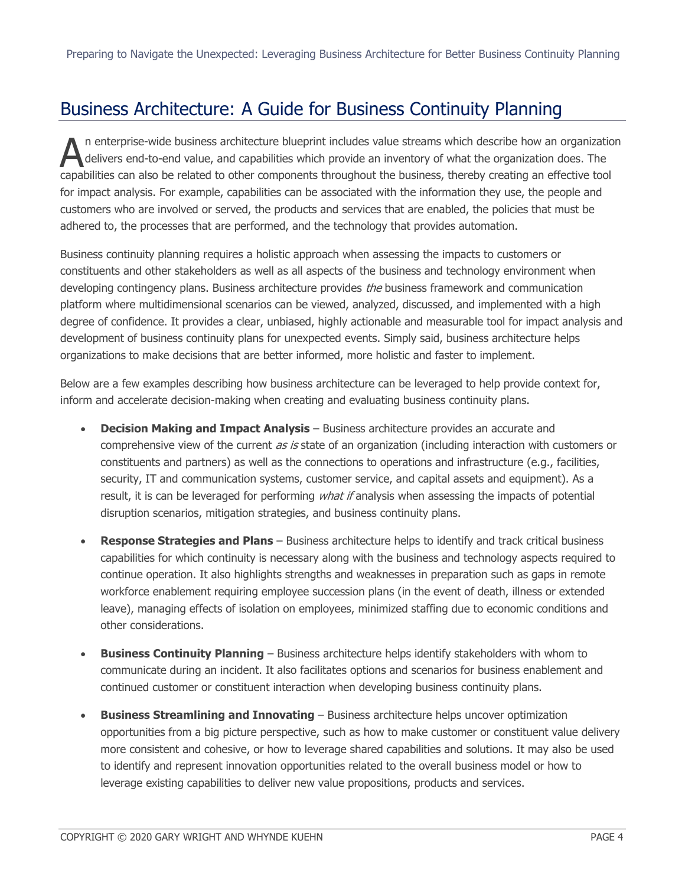## Business Architecture: A Guide for Business Continuity Planning

An enterprise-wide business architecture blueprint includes value streams which describe how an organization delivers end-to-end value, and capabilities which provide an inventory of what the organization does. The capabilities can also be related to other components throughout the business, thereby creating an effective tool for impact analysis. For example, capabilities can be associated with the information they use, the people and customers who are involved or served, the products and services that are enabled, the policies that must be adhered to, the processes that are performed, and the technology that provides automation.

Business continuity planning requires a holistic approach when assessing the impacts to customers or constituents and other stakeholders as well as all aspects of the business and technology environment when developing contingency plans. Business architecture provides *the* business framework and communication platform where multidimensional scenarios can be viewed, analyzed, discussed, and implemented with a high degree of confidence. It provides a clear, unbiased, highly actionable and measurable tool for impact analysis and development of business continuity plans for unexpected events. Simply said, business architecture helps organizations to make decisions that are better informed, more holistic and faster to implement.

Below are a few examples describing how business architecture can be leveraged to help provide context for, inform and accelerate decision-making when creating and evaluating business continuity plans.

- **Decision Making and Impact Analysis** – Business architecture provides an accurate and comprehensive view of the current *as is* state of an organization (including interaction with customers or constituents and partners) as well as the connections to operations and infrastructure (e.g., facilities, security, IT and communication systems, customer service, and capital assets and equipment). As a result, it is can be leveraged for performing *what if* analysis when assessing the impacts of potential disruption scenarios, mitigation strategies, and business continuity plans.
- **Response Strategies and Plans** – Business architecture helps to identify and track critical business capabilities for which continuity is necessary along with the business and technology aspects required to continue operation. It also highlights strengths and weaknesses in preparation such as gaps in remote workforce enablement requiring employee succession plans (in the event of death, illness or extended leave), managing effects of isolation on employees, minimized staffing due to economic conditions and other considerations.
- **Business Continuity Planning** – Business architecture helps identify stakeholders with whom to communicate during an incident. It also facilitates options and scenarios for business enablement and continued customer or constituent interaction when developing business continuity plans.
- **Business Streamlining and Innovating** – Business architecture helps uncover optimization opportunities from a big picture perspective, such as how to make customer or constituent value delivery more consistent and cohesive, or how to leverage shared capabilities and solutions. It may also be used to identify and represent innovation opportunities related to the overall business model or how to leverage existing capabilities to deliver new value propositions, products and services.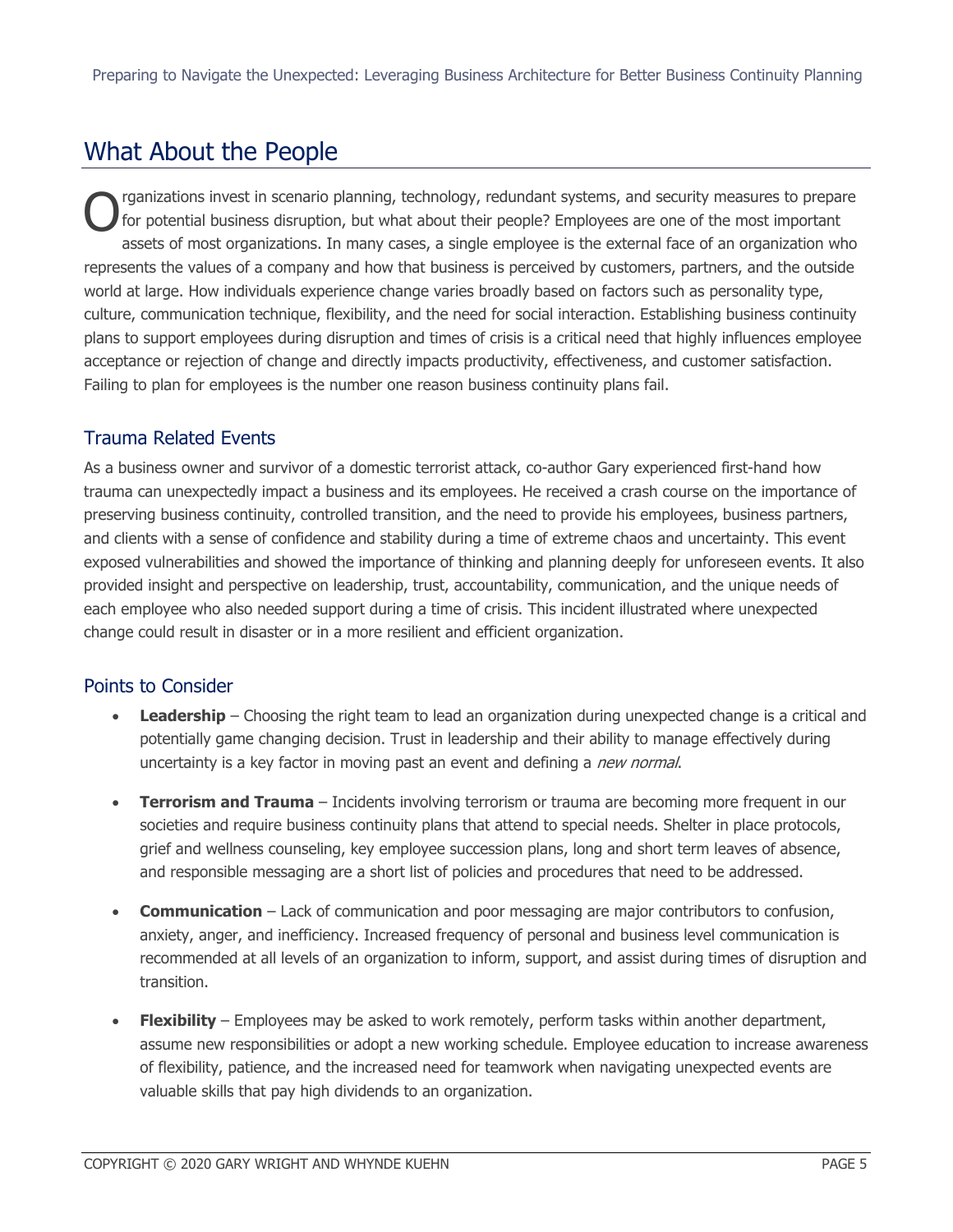## What About the People

Organizations invest in scenario planning, technology, redundant systems, and security measures to prepare for potential business disruption, but what about their people? Employees are one of the most important assets of most organizations. In many cases, a single employee is the external face of an organization who represents the values of a company and how that business is perceived by customers, partners, and the outside world at large. How individuals experience change varies broadly based on factors such as personality type, culture, communication technique, flexibility, and the need for social interaction. Establishing business continuity plans to support employees during disruption and times of crisis is a critical need that highly influences employee acceptance or rejection of change and directly impacts productivity, effectiveness, and customer satisfaction. Failing to plan for employees is the number one reason business continuity plans fail.

### Trauma Related Events

As a business owner and survivor of a domestic terrorist attack, co-author Gary experienced first-hand how trauma can unexpectedly impact a business and its employees. He received a crash course on the importance of preserving business continuity, controlled transition, and the need to provide his employees, business partners, and clients with a sense of confidence and stability during a time of extreme chaos and uncertainty. This event exposed vulnerabilities and showed the importance of thinking and planning deeply for unforeseen events. It also provided insight and perspective on leadership, trust, accountability, communication, and the unique needs of each employee who also needed support during a time of crisis. This incident illustrated where unexpected change could result in disaster or in a more resilient and efficient organization.

### Points to Consider

- **Leadership** – Choosing the right team to lead an organization during unexpected change is a critical and potentially game changing decision. Trust in leadership and their ability to manage effectively during uncertainty is a key factor in moving past an event and defining a *new normal*.
- **Terrorism and Trauma** – Incidents involving terrorism or trauma are becoming more frequent in our societies and require business continuity plans that attend to special needs. Shelter in place protocols, grief and wellness counseling, key employee succession plans, long and short term leaves of absence, and responsible messaging are a short list of policies and procedures that need to be addressed.
- **Communication** – Lack of communication and poor messaging are major contributors to confusion, anxiety, anger, and inefficiency. Increased frequency of personal and business level communication is recommended at all levels of an organization to inform, support, and assist during times of disruption and transition.
- **Flexibility** – Employees may be asked to work remotely, perform tasks within another department, assume new responsibilities or adopt a new working schedule. Employee education to increase awareness of flexibility, patience, and the increased need for teamwork when navigating unexpected events are valuable skills that pay high dividends to an organization.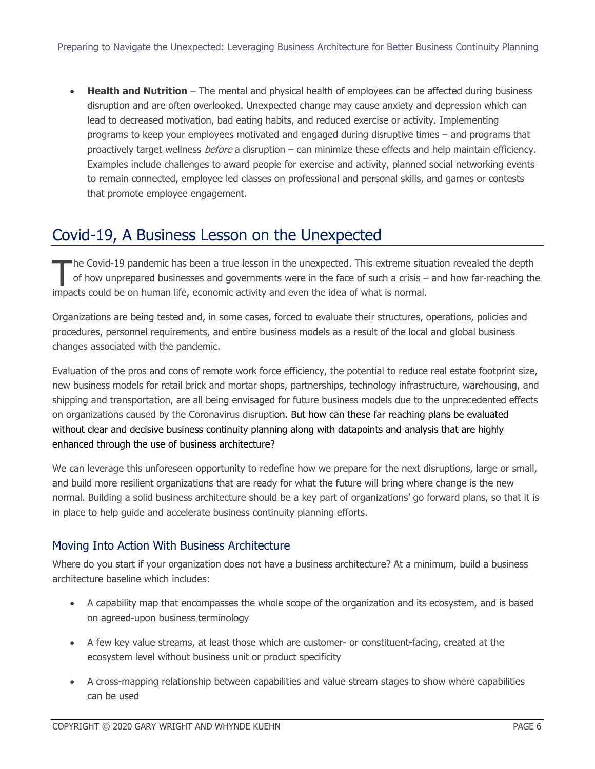- **Health and Nutrition** – The mental and physical health of employees can be affected during business disruption and are often overlooked. Unexpected change may cause anxiety and depression which can lead to decreased motivation, bad eating habits, and reduced exercise or activity. Implementing programs to keep your employees motivated and engaged during disruptive times – and programs that proactively target wellness *before* a disruption – can minimize these effects and help maintain efficiency. Examples include challenges to award people for exercise and activity, planned social networking events to remain connected, employee led classes on professional and personal skills, and games or contests that promote employee engagement.

## Covid-19, A Business Lesson on the Unexpected

The Covid-19 pandemic has been a true lesson in the unexpected. This extreme situation revealed the depth of how unprepared businesses and governments were in the face of such a crisis – and how far-reaching the impacts could be on human life, economic activity and even the idea of what is normal.

Organizations are being tested and, in some cases, forced to evaluate their structures, operations, policies and procedures, personnel requirements, and entire business models as a result of the local and global business changes associated with the pandemic.

Evaluation of the pros and cons of remote work force efficiency, the potential to reduce real estate footprint size, new business models for retail brick and mortar shops, partnerships, technology infrastructure, warehousing, and shipping and transportation, are all being envisaged for future business models due to the unprecedented effects on organizations caused by the Coronavirus disruption. But how can these far reaching plans be evaluated without clear and decisive business continuity planning along with datapoints and analysis that are highly enhanced through the use of business architecture?

We can leverage this unforeseen opportunity to redefine how we prepare for the next disruptions, large or small, and build more resilient organizations that are ready for what the future will bring where change is the new normal. Building a solid business architecture should be a key part of organizations' go forward plans, so that it is in place to help guide and accelerate business continuity planning efforts.

### Moving Into Action With Business Architecture

Where do you start if your organization does not have a business architecture? At a minimum, build a business architecture baseline which includes:

- A capability map that encompasses the whole scope of the organization and its ecosystem, and is based on agreed-upon business terminology
- A few key value streams, at least those which are customer- or constituent-facing, created at the ecosystem level without business unit or product specificity
- A cross-mapping relationship between capabilities and value stream stages to show where capabilities can be used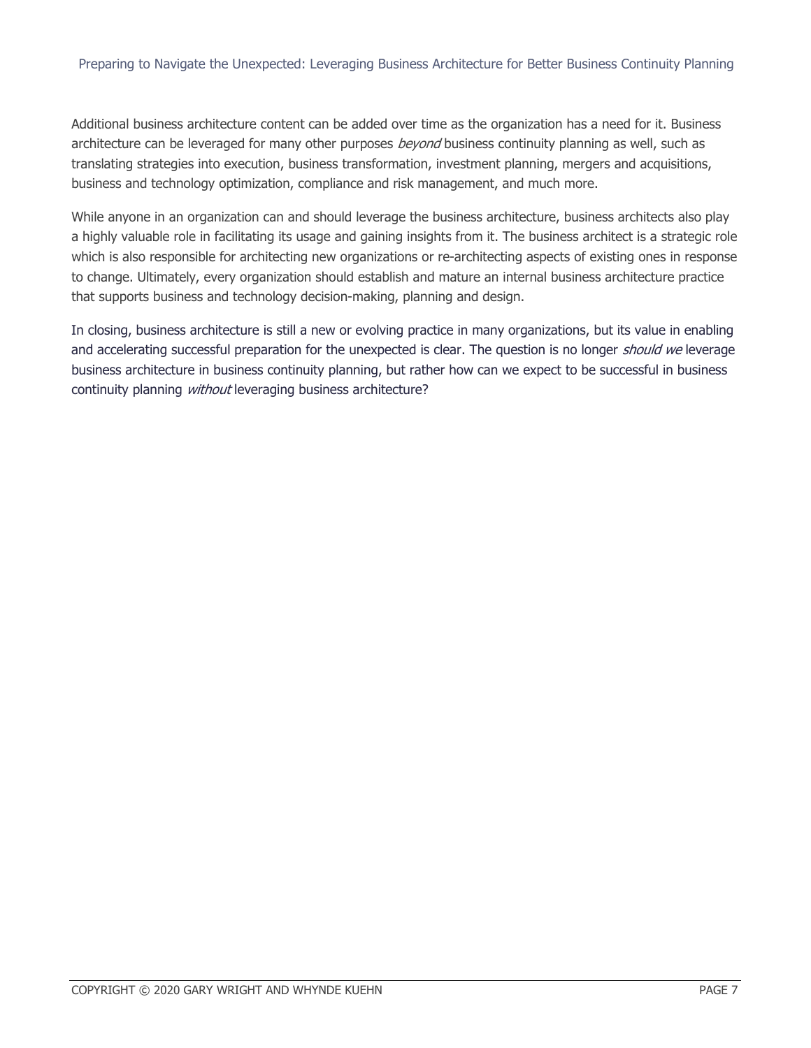Additional business architecture content can be added over time as the organization has a need for it. Business architecture can be leveraged for many other purposes *beyond* business continuity planning as well, such as translating strategies into execution, business transformation, investment planning, mergers and acquisitions, business and technology optimization, compliance and risk management, and much more.

While anyone in an organization can and should leverage the business architecture, business architects also play a highly valuable role in facilitating its usage and gaining insights from it. The business architect is a strategic role which is also responsible for architecting new organizations or re-architecting aspects of existing ones in response to change. Ultimately, every organization should establish and mature an internal business architecture practice that supports business and technology decision-making, planning and design.

In closing, business architecture is still a new or evolving practice in many organizations, but its value in enabling and accelerating successful preparation for the unexpected is clear. The question is no longer *should we* leverage business architecture in business continuity planning, but rather how can we expect to be successful in business continuity planning *without* leveraging business architecture?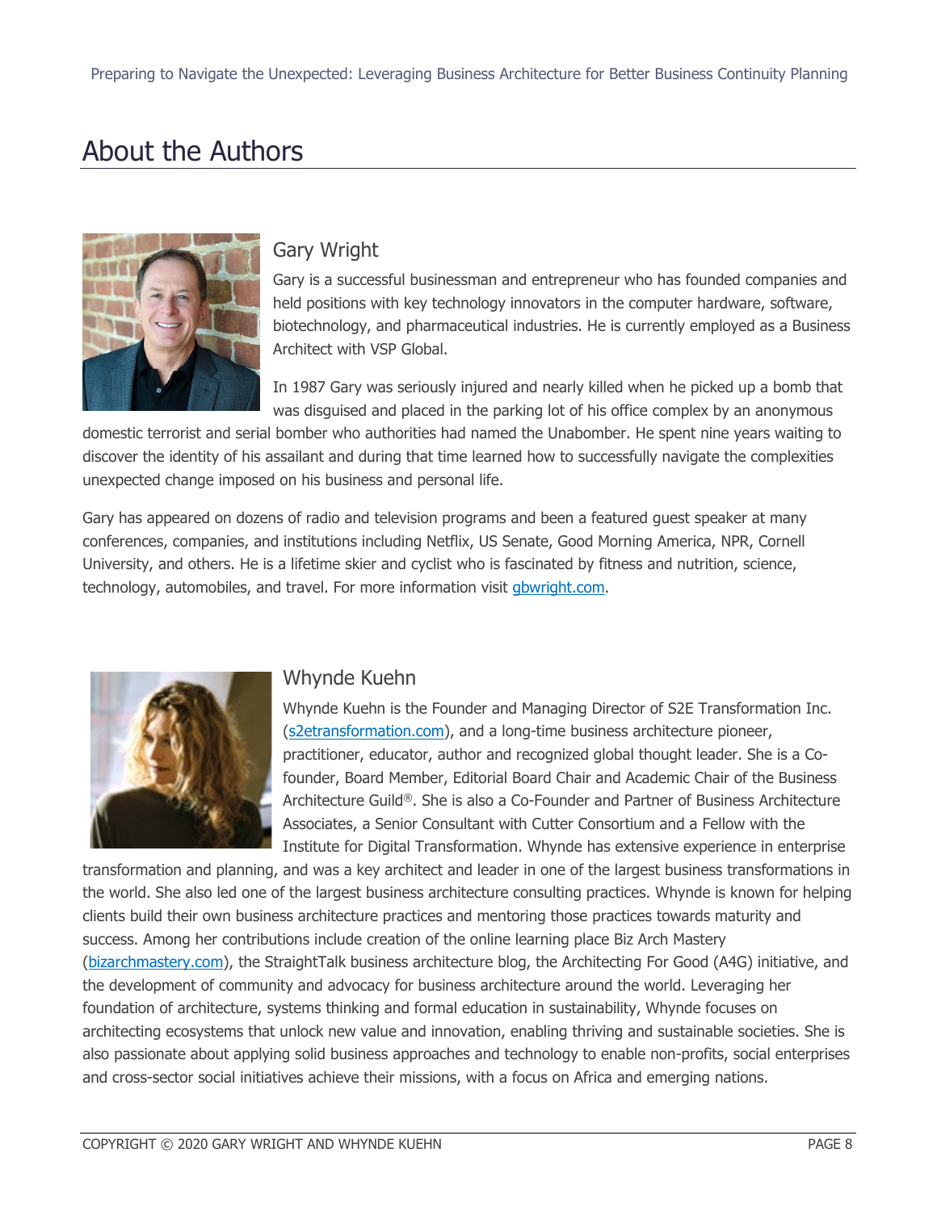# About the Authors

## Gary Wright

Gary is a successful businessman and entrepreneur who has founded companies and held positions with key technology innovators in the computer hardware, software, biotechnology, and pharmaceutical industries. He is currently employed as a Business Architect with VSP Global.

In 1987 Gary was seriously injured and nearly killed when he picked up a bomb that was disguised and placed in the parking lot of his office complex by an anonymous domestic terrorist and serial bomber who authorities had named the Unabomber. He spent nine years waiting to discover the identity of his assailant and during that time learned how to successfully navigate the complexities unexpected change imposed on his business and personal life.

Gary has appeared on dozens of radio and television programs and been a featured guest speaker at many conferences, companies, and institutions including Netflix, US Senate, Good Morning America, NPR, Cornell University, and others. He is a lifetime skier and cyclist who is fascinated by fitness and nutrition, science, technology, automobiles, and travel. For more information visit gbwright.com.

## Whynde Kuehn

Whynde Kuehn is the Founder and Managing Director of S2E Transformation Inc. (s2etransformation.com), and a long-time business architecture pioneer, practitioner, educator, author and recognized global thought leader. She is a Co-founder, Board Member, Editorial Board Chair and Academic Chair of the Business Architecture Guild®. She is also a Co-Founder and Partner of Business Architecture Associates, a Senior Consultant with Cutter Consortium and a Fellow with the Institute for Digital Transformation. Whynde has extensive experience in enterprise transformation and planning, and was a key architect and leader in one of the largest business transformations in the world. She also led one of the largest business architecture consulting practices. Whynde is known for helping clients build their own business architecture practices and mentoring those practices towards maturity and success. Among her contributions include creation of the online learning place Biz Arch Mastery (bizarchmastery.com), the StraightTalk business architecture blog, the Architecting For Good (A4G) initiative, and the development of community and advocacy for business architecture around the world. Leveraging her foundation of architecture, systems thinking and formal education in sustainability, Whynde focuses on architecting ecosystems that unlock new value and innovation, enabling thriving and sustainable societies. She is also passionate about applying solid business approaches and technology to enable non-profits, social enterprises and cross-sector social initiatives achieve their missions, with a focus on Africa and emerging nations.